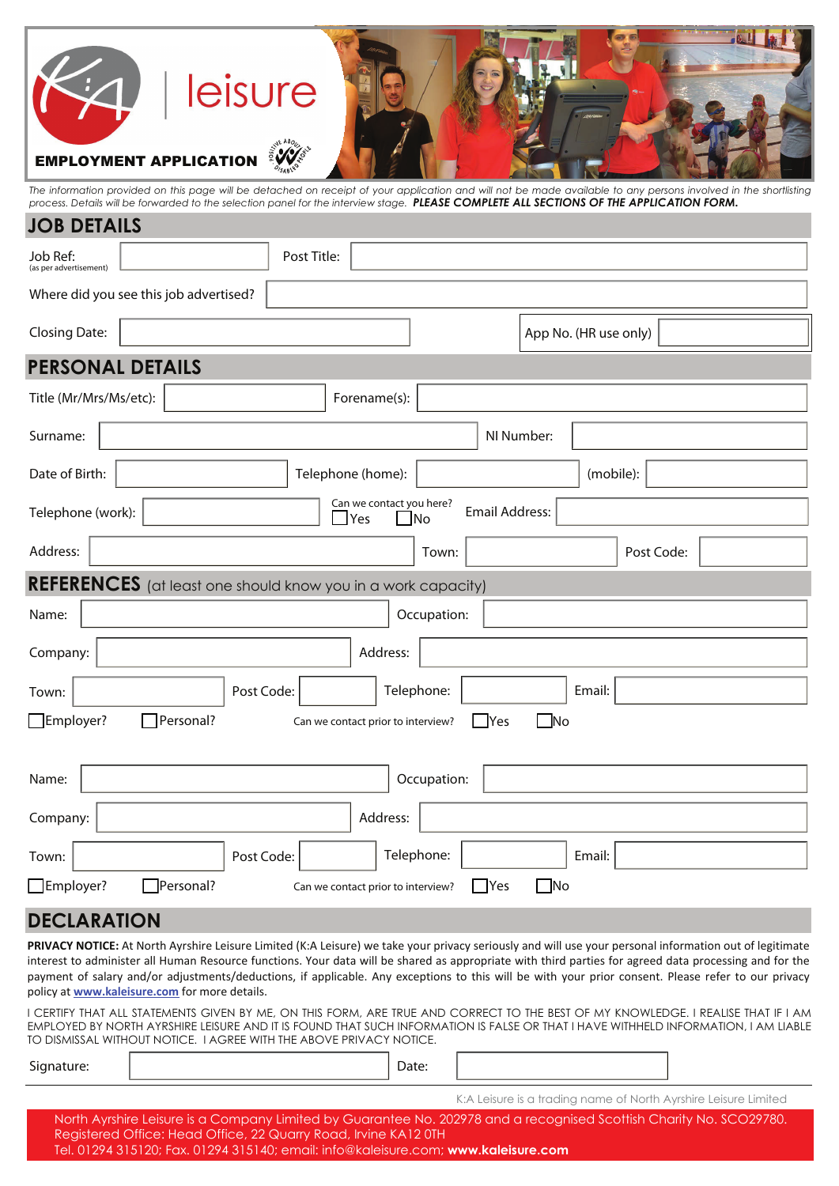K:A leisure

**EMPLOYMENT APPLICATION**

*The information provided on this page will be detached on receipt of your application and will not be made available to any persons involved in the shortlisting process. Details will be forwarded to the selection panel for the interview stage.* ***PLEASE COMPLETE ALL SECTIONS OF THE APPLICATION FORM.***

## JOB DETAILS

Job Ref: (as per advertisement) ______ Post Title: ______

Where did you see this job advertised? ______

Closing Date: ______ App No. (HR use only) ______

## PERSONAL DETAILS

Title (Mr/Mrs/Ms/etc): ______ Forename(s): ______

Surname: ______ NI Number: ______

Date of Birth: ______ Telephone (home): ______ (mobile): ______

Telephone (work): ______ Can we contact you here? ☐ Yes ☐ No Email Address: ______

Address: ______ Town: ______ Post Code: ______

## REFERENCES (at least one should know you in a work capacity)

Name: ______ Occupation: ______

Company: ______ Address: ______

Town: ______ Post Code: ______ Telephone: ______ Email: ______

☐ Employer? ☐ Personal? Can we contact prior to interview? ☐ Yes ☐ No

Name: ______ Occupation: ______

Company: ______ Address: ______

Town: ______ Post Code: ______ Telephone: ______ Email: ______

☐ Employer? ☐ Personal? Can we contact prior to interview? ☐ Yes ☐ No

## DECLARATION

**PRIVACY NOTICE:** At North Ayrshire Leisure Limited (K:A Leisure) we take your privacy seriously and will use your personal information out of legitimate interest to administer all Human Resource functions. Your data will be shared as appropriate with third parties for agreed data processing and for the payment of salary and/or adjustments/deductions, if applicable. Any exceptions to this will be with your prior consent. Please refer to our privacy policy at www.kaleisure.com for more details.

I CERTIFY THAT ALL STATEMENTS GIVEN BY ME, ON THIS FORM, ARE TRUE AND CORRECT TO THE BEST OF MY KNOWLEDGE. I REALISE THAT IF I AM EMPLOYED BY NORTH AYRSHIRE LEISURE AND IT IS FOUND THAT SUCH INFORMATION IS FALSE OR THAT I HAVE WITHHELD INFORMATION, I AM LIABLE TO DISMISSAL WITHOUT NOTICE. I AGREE WITH THE ABOVE PRIVACY NOTICE.

Signature: ______ Date: ______

K:A Leisure is a trading name of North Ayrshire Leisure Limited

North Ayrshire Leisure is a Company Limited by Guarantee No. 202978 and a recognised Scottish Charity No. SCO29780.
Registered Office: Head Office, 22 Quarry Road, Irvine KA12 0TH
Tel. 01294 315120; Fax. 01294 315140; email: info@kaleisure.com; **www.kaleisure.com**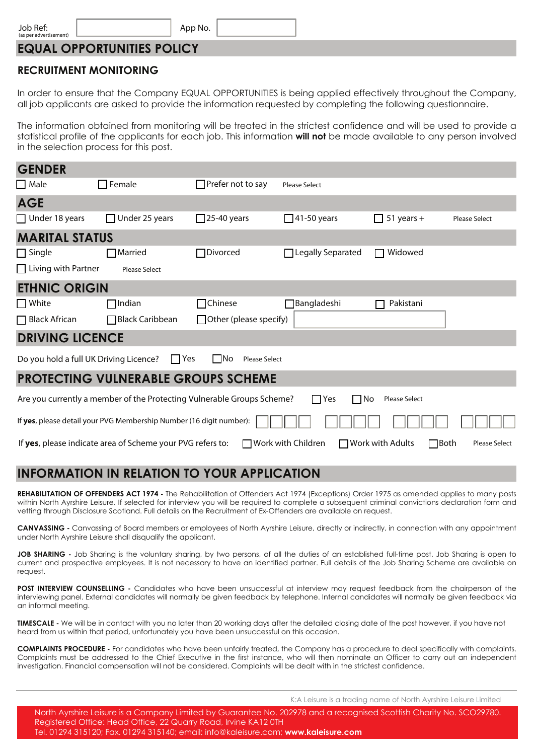Job Ref: (as per advertisement) App No.

# EQUAL OPPORTUNITIES POLICY

## RECRUITMENT MONITORING

In order to ensure that the Company EQUAL OPPORTUNITIES is being applied effectively throughout the Company, all job applicants are asked to provide the information requested by completing the following questionnaire.

The information obtained from monitoring will be treated in the strictest confidence and will be used to provide a statistical profile of the applicants for each job. This information **will not** be made available to any person involved in the selection process for this post.

## GENDER

☐ Male ☐ Female ☐ Prefer not to say Please Select

## AGE

☐ Under 18 years ☐ Under 25 years ☐ 25-40 years ☐ 41-50 years ☐ 51 years + Please Select

## MARITAL STATUS

☐ Single ☐ Married ☐ Divorced ☐ Legally Separated ☐ Widowed

☐ Living with Partner Please Select

## ETHNIC ORIGIN

☐ White ☐ Indian ☐ Chinese ☐ Bangladeshi ☐ Pakistani

☐ Black African ☐ Black Caribbean ☐ Other (please specify)

## DRIVING LICENCE

Do you hold a full UK Driving Licence? ☐ Yes ☐ No Please Select

## PROTECTING VULNERABLE GROUPS SCHEME

Are you currently a member of the Protecting Vulnerable Groups Scheme? ☐ Yes ☐ No Please Select

If **yes**, please detail your PVG Membership Number (16 digit number):

If **yes**, please indicate area of Scheme your PVG refers to: ☐ Work with Children ☐ Work with Adults ☐ Both Please Select

## INFORMATION IN RELATION TO YOUR APPLICATION

**REHABILITATION OF OFFENDERS ACT 1974 -** The Rehabilitation of Offenders Act 1974 (Exceptions) Order 1975 as amended applies to many posts within North Ayrshire Leisure. If selected for interview you will be required to complete a subsequent criminal convictions declaration form and vetting through Disclosure Scotland. Full details on the Recruitment of Ex-Offenders are available on request.

**CANVASSING -** Canvassing of Board members or employees of North Ayrshire Leisure, directly or indirectly, in connection with any appointment under North Ayrshire Leisure shall disqualify the applicant.

**JOB SHARING -** Job Sharing is the voluntary sharing, by two persons, of all the duties of an established full-time post. Job Sharing is open to current and prospective employees. It is not necessary to have an identified partner. Full details of the Job Sharing Scheme are available on request.

**POST INTERVIEW COUNSELLING -** Candidates who have been unsuccessful at interview may request feedback from the chairperson of the interviewing panel. External candidates will normally be given feedback by telephone. Internal candidates will normally be given feedback via an informal meeting.

**TIMESCALE -** We will be in contact with you no later than 20 working days after the detailed closing date of the post however, if you have not heard from us within that period, unfortunately you have been unsuccessful on this occasion.

**COMPLAINTS PROCEDURE -** For candidates who have been unfairly treated, the Company has a procedure to deal specifically with complaints. Complaints must be addressed to the Chief Executive in the first instance, who will then nominate an Officer to carry out an independent investigation. Financial compensation will not be considered. Complaints will be dealt with in the strictest confidence.

K:A Leisure is a trading name of North Ayrshire Leisure Limited

North Ayrshire Leisure is a Company Limited by Guarantee No. 202978 and a recognised Scottish Charity No. SCO29780.
Registered Office: Head Office, 22 Quarry Road, Irvine KA12 0TH
Tel. 01294 315120; Fax. 01294 315140; email: info@kaleisure.com; **www.kaleisure.com**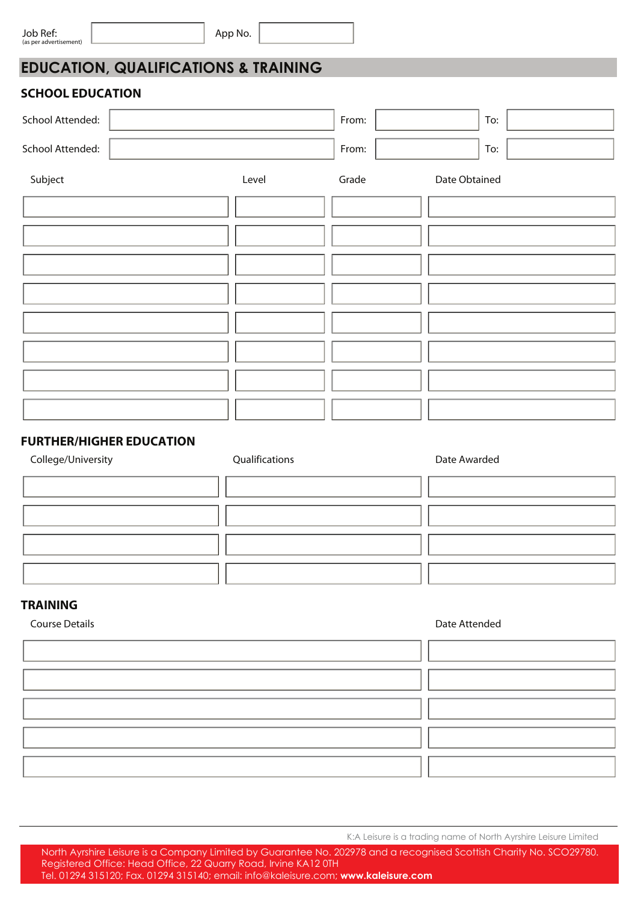| Job Ref: (as per advertisement) | | App No. | |
|---|---|---|---|

## EDUCATION, QUALIFICATIONS & TRAINING

### SCHOOL EDUCATION

| School Attended: | | From: | | To: | |
|---|---|---|---|---|---|
| School Attended: | | From: | | To: | |

| Subject | Level | Grade | Date Obtained |
|---|---|---|---|
| | | | |
| | | | |
| | | | |
| | | | |
| | | | |
| | | | |
| | | | |
| | | | |

### FURTHER/HIGHER EDUCATION

| College/University | Qualifications | Date Awarded |
|---|---|---|
| | | |
| | | |
| | | |
| | | |

### TRAINING

| Course Details | Date Attended |
|---|---|
| | |
| | |
| | |
| | |
| | |

K:A Leisure is a trading name of North Ayrshire Leisure Limited

North Ayrshire Leisure is a Company Limited by Guarantee No. 202978 and a recognised Scottish Charity No. SCO29780.
Registered Office: Head Office, 22 Quarry Road, Irvine KA12 0TH
Tel. 01294 315120; Fax. 01294 315140; email: info@kaleisure.com; **www.kaleisure.com**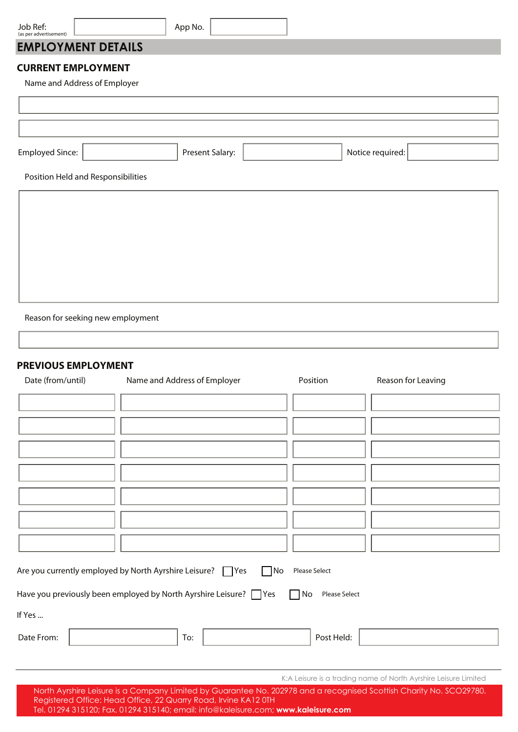Job Ref: (as per advertisement) | App No.

# EMPLOYMENT DETAILS

## CURRENT EMPLOYMENT

Name and Address of Employer

Employed Since: | Present Salary: | Notice required:

Position Held and Responsibilities

Reason for seeking new employment

## PREVIOUS EMPLOYMENT

| Date (from/until) | Name and Address of Employer | Position | Reason for Leaving |
| --- | --- | --- | --- |
| | | | |
| | | | |
| | | | |
| | | | |
| | | | |
| | | | |
| | | | |

Are you currently employed by North Ayrshire Leisure? ☐ Yes ☐ No Please Select

Have you previously been employed by North Ayrshire Leisure? ☐ Yes ☐ No Please Select

If Yes ...

Date From: | To: | Post Held:

K:A Leisure is a trading name of North Ayrshire Leisure Limited

North Ayrshire Leisure is a Company Limited by Guarantee No. 202978 and a recognised Scottish Charity No. SCO29780.
Registered Office: Head Office, 22 Quarry Road, Irvine KA12 0TH
Tel. 01294 315120; Fax. 01294 315140; email: info@kaleisure.com; **www.kaleisure.com**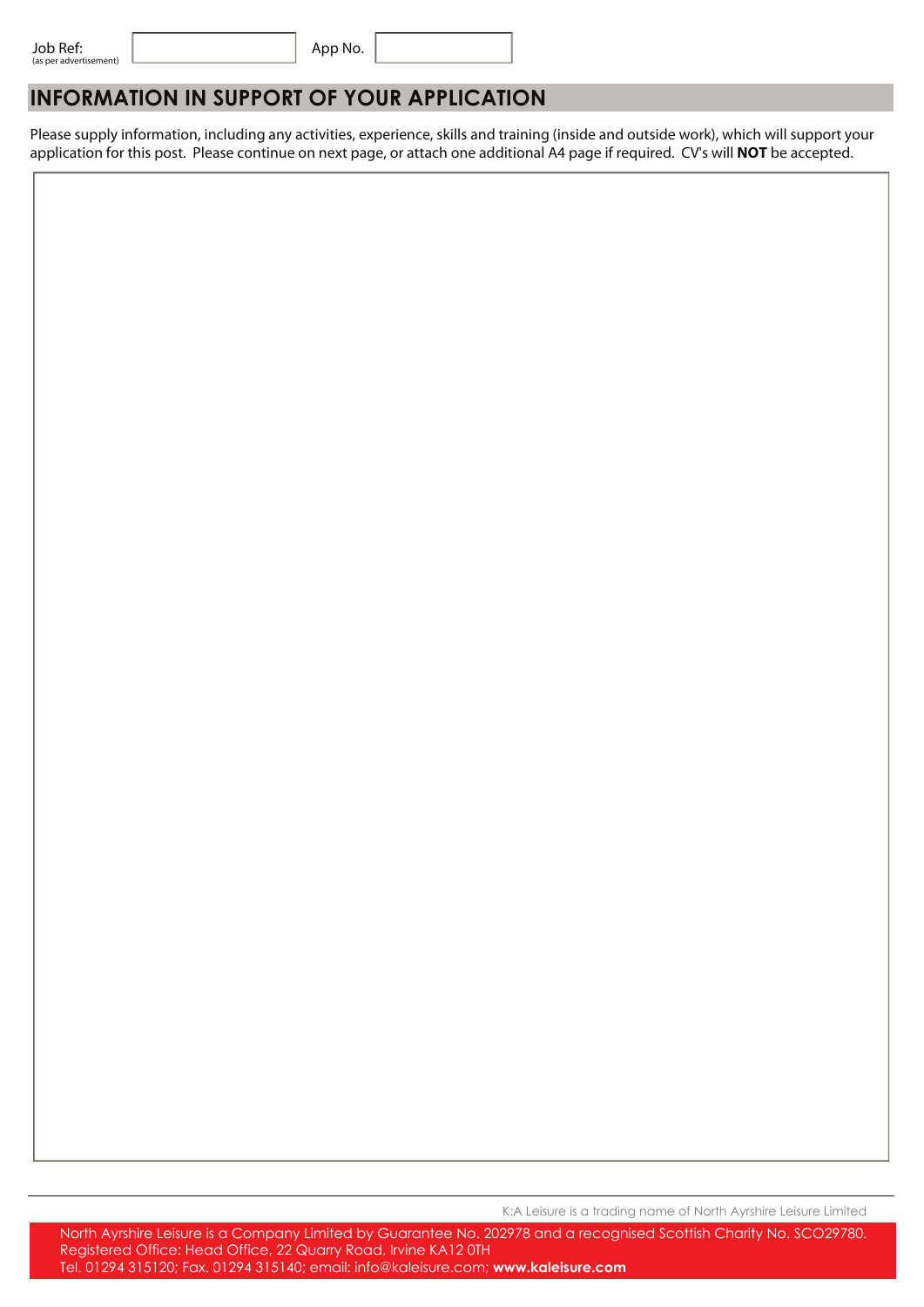| Job Ref: (as per advertisement) | | App No. | |
|---|---|---|---|

## INFORMATION IN SUPPORT OF YOUR APPLICATION

Please supply information, including any activities, experience, skills and training (inside and outside work), which will support your application for this post. Please continue on next page, or attach one additional A4 page if required. CV's will **NOT** be accepted.

K:A Leisure is a trading name of North Ayrshire Leisure Limited

North Ayrshire Leisure is a Company Limited by Guarantee No. 202978 and a recognised Scottish Charity No. SCO29780.
Registered Office: Head Office, 22 Quarry Road, Irvine KA12 0TH
Tel. 01294 315120; Fax. 01294 315140; email: info@kaleisure.com; **www.kaleisure.com**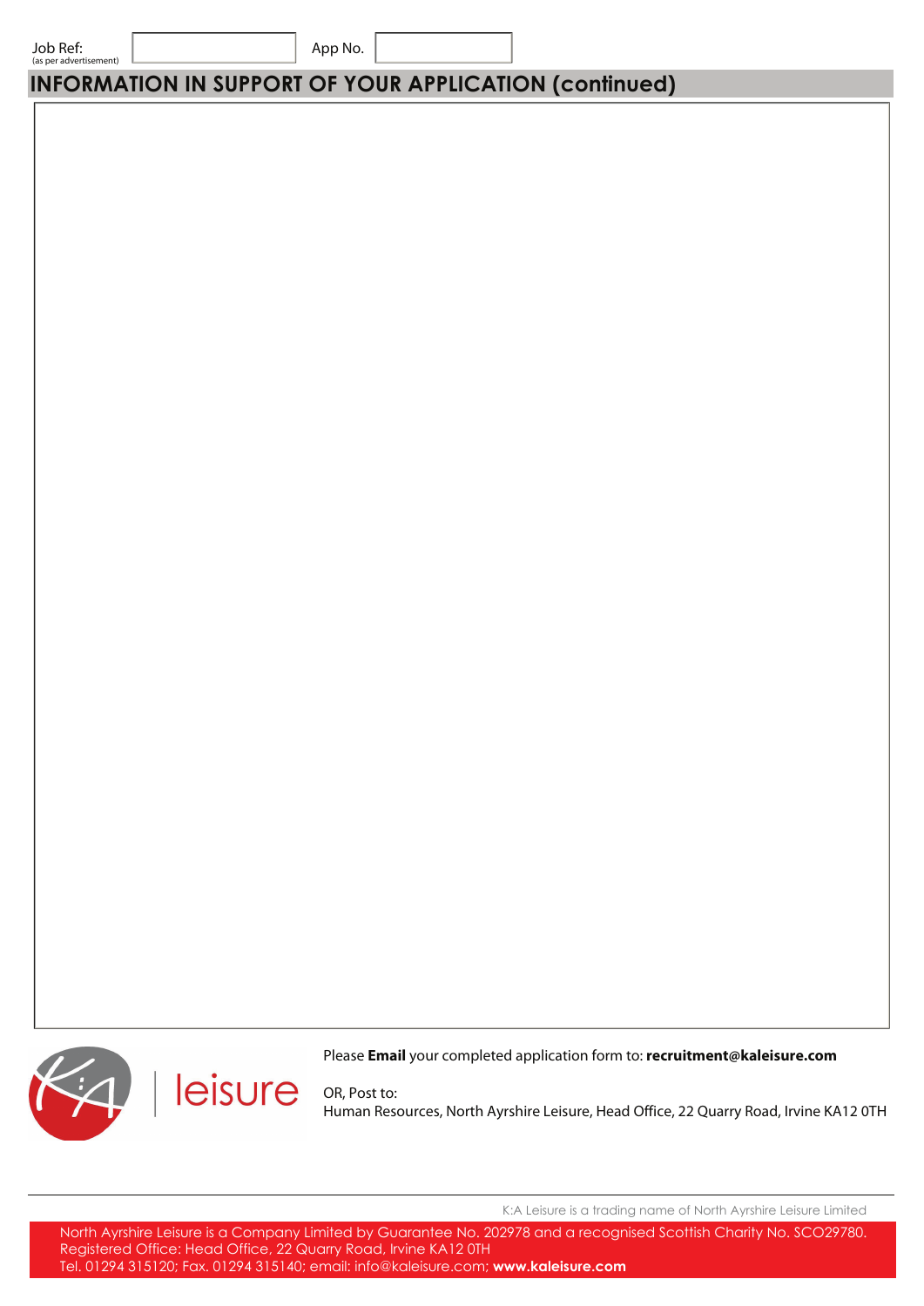Job Ref:
(as per advertisement)

App No.

## INFORMATION IN SUPPORT OF YOUR APPLICATION (continued)

Please **Email** your completed application form to: **recruitment@kaleisure.com**

OR, Post to:
Human Resources, North Ayrshire Leisure, Head Office, 22 Quarry Road, Irvine KA12 0TH

K:A Leisure is a trading name of North Ayrshire Leisure Limited

North Ayrshire Leisure is a Company Limited by Guarantee No. 202978 and a recognised Scottish Charity No. SCO29780.
Registered Office: Head Office, 22 Quarry Road, Irvine KA12 0TH
Tel. 01294 315120; Fax. 01294 315140; email: info@kaleisure.com; **www.kaleisure.com**